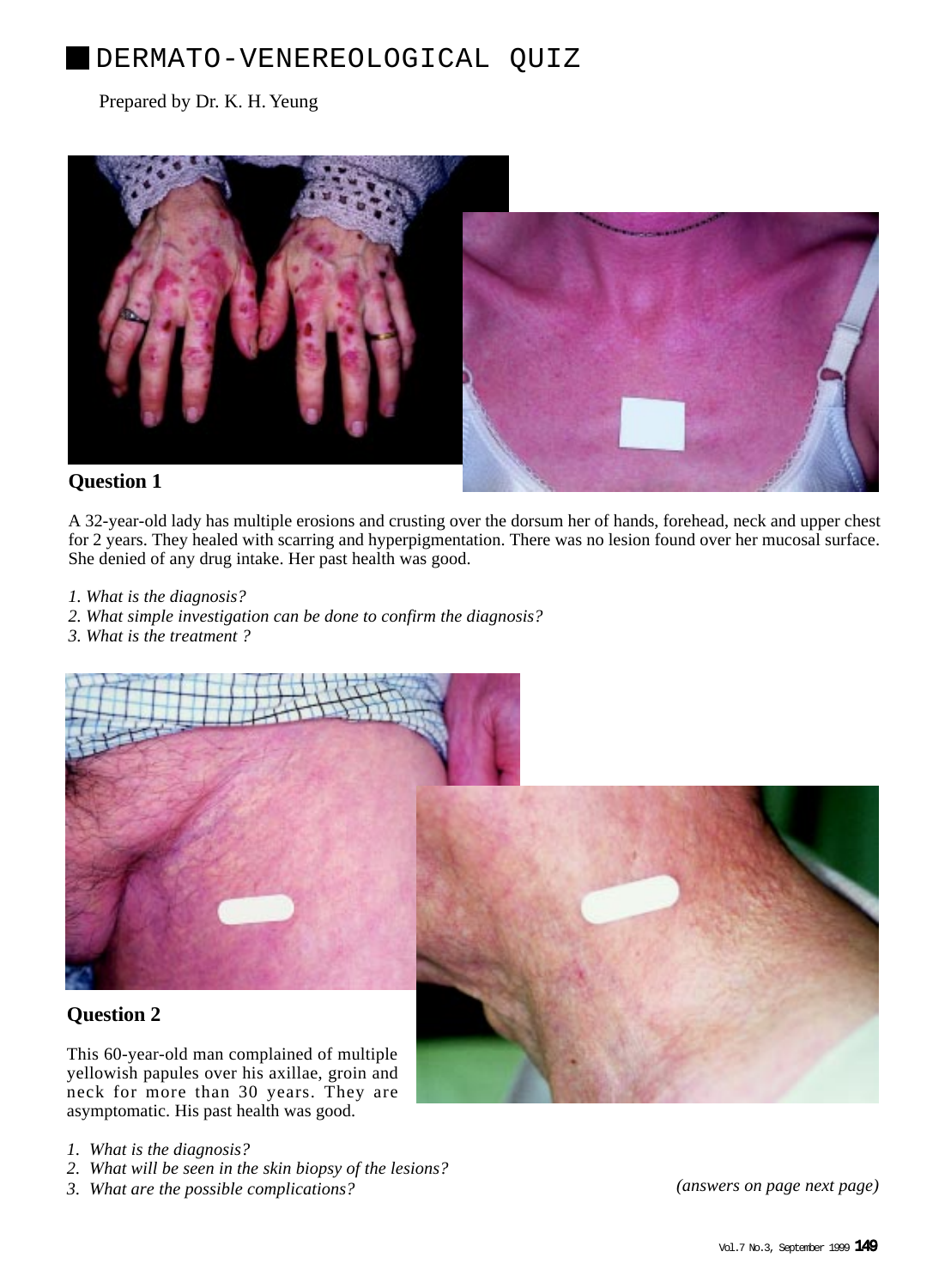# DERMATO-VENEREOLOGICAL QUIZ

Prepared by Dr. K. H. Yeung

## Question 1

A 32-year-old lady has multiple erosions and crusting over the dorsum her of hands, forehead, neck and upper chest for 2 years. They healed with scarring and hyperpigmentation. There was no lesion found over her mucosal surface. She denied of any drug intake. Her past health was good.

1. *What is the diagnosis?*
2. *What simple investigation can be done to confirm the diagnosis?*
3. *What is the treatment ?*

## Question 2

This 60-year-old man complained of multiple yellowish papules over his axillae, groin and neck for more than 30 years. They are asymptomatic. His past health was good.

1. *What is the diagnosis?*
2. *What will be seen in the skin biopsy of the lesions?*
3. *What are the possible complications?*

*(answers on page next page)*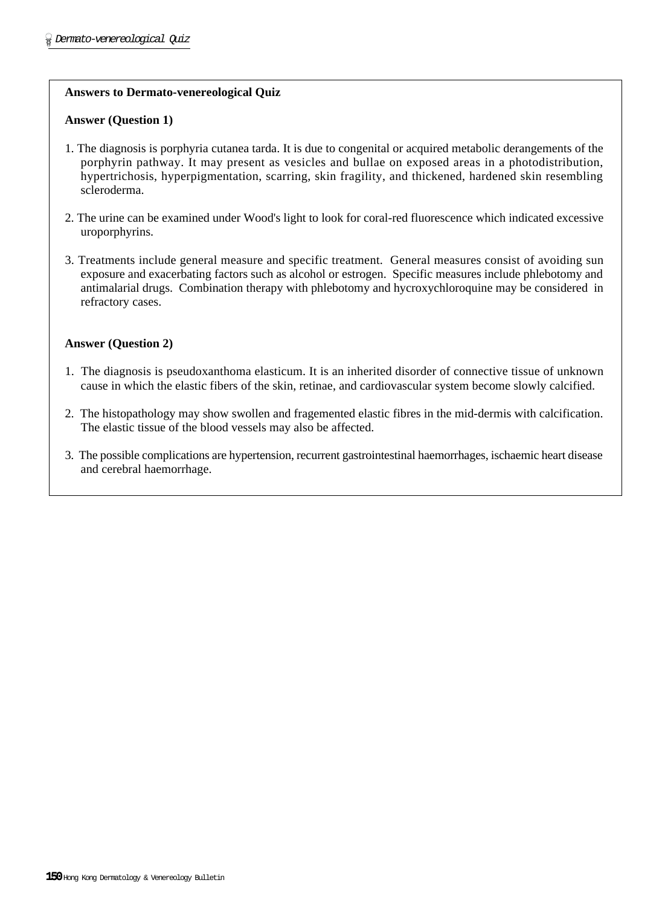**Answers to Dermato-venereological Quiz**

**Answer (Question 1)**

1. The diagnosis is porphyria cutanea tarda. It is due to congenital or acquired metabolic derangements of the porphyrin pathway. It may present as vesicles and bullae on exposed areas in a photodistribution, hypertrichosis, hyperpigmentation, scarring, skin fragility, and thickened, hardened skin resembling scleroderma.

2. The urine can be examined under Wood's light to look for coral-red fluorescence which indicated excessive uroporphyrins.

3. Treatments include general measure and specific treatment. General measures consist of avoiding sun exposure and exacerbating factors such as alcohol or estrogen. Specific measures include phlebotomy and antimalarial drugs. Combination therapy with phlebotomy and hycroxychloroquine may be considered in refractory cases.

**Answer (Question 2)**

1. The diagnosis is pseudoxanthoma elasticum. It is an inherited disorder of connective tissue of unknown cause in which the elastic fibers of the skin, retinae, and cardiovascular system become slowly calcified.

2. The histopathology may show swollen and fragemented elastic fibres in the mid-dermis with calcification. The elastic tissue of the blood vessels may also be affected.

3. The possible complications are hypertension, recurrent gastrointestinal haemorrhages, ischaemic heart disease and cerebral haemorrhage.